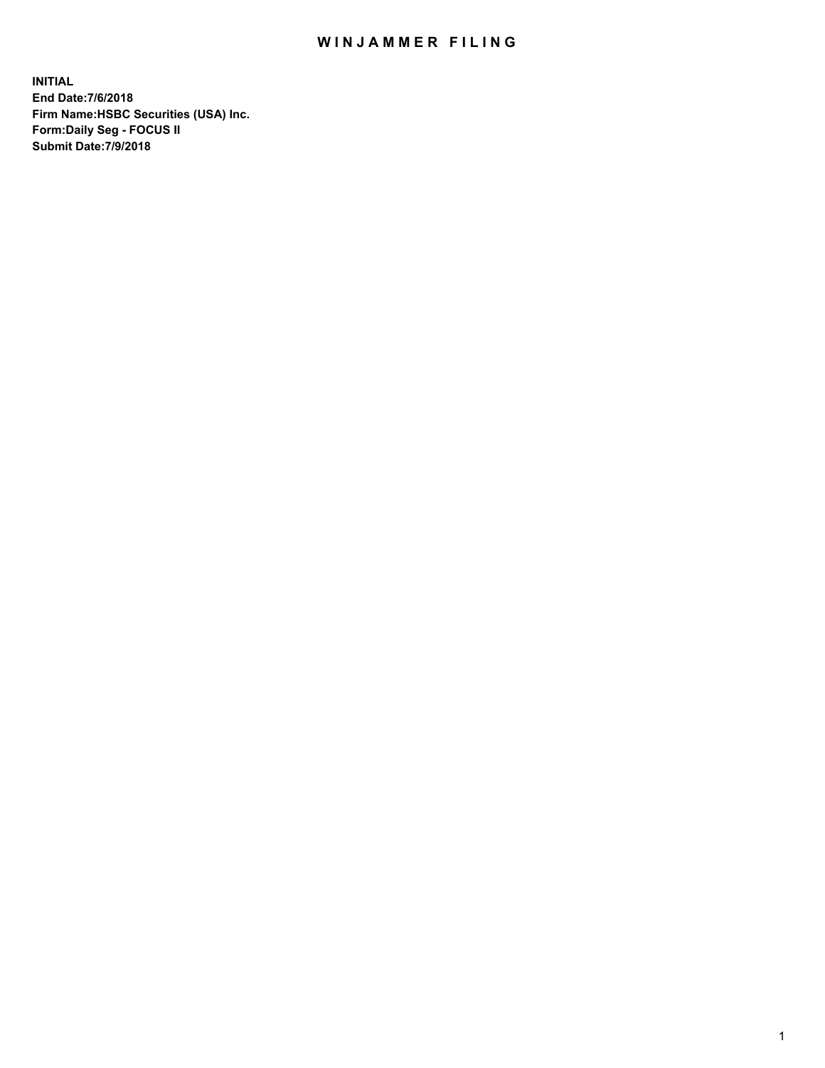# WINJAMMER FILING

**INITIAL**
**End Date:7/6/2018**
**Firm Name:HSBC Securities (USA) Inc.**
**Form:Daily Seg - FOCUS II**
**Submit Date:7/9/2018**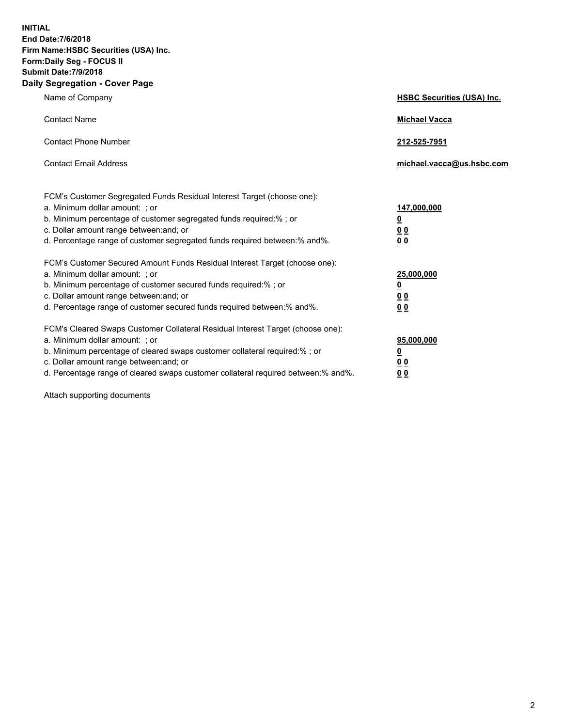**INITIAL**
**End Date:7/6/2018**
**Firm Name:HSBC Securities (USA) Inc.**
**Form:Daily Seg - FOCUS II**
**Submit Date:7/9/2018**

## Daily Segregation - Cover Page

| | |
|---|---|
| Name of Company | **HSBC Securities (USA) Inc.** |
| Contact Name | **Michael Vacca** |
| Contact Phone Number | **212-525-7951** |
| Contact Email Address | **michael.vacca@us.hsbc.com** |

| | |
|---|---|
| FCM's Customer Segregated Funds Residual Interest Target (choose one): | |
| a. Minimum dollar amount: ; or | **147,000,000** |
| b. Minimum percentage of customer segregated funds required:% ; or | **0** |
| c. Dollar amount range between:and; or | **0 0** |
| d. Percentage range of customer segregated funds required between:% and%. | **0 0** |
| FCM's Customer Secured Amount Funds Residual Interest Target (choose one): | |
| a. Minimum dollar amount: ; or | **25,000,000** |
| b. Minimum percentage of customer secured funds required:% ; or | **0** |
| c. Dollar amount range between:and; or | **0 0** |
| d. Percentage range of customer secured funds required between:% and%. | **0 0** |
| FCM's Cleared Swaps Customer Collateral Residual Interest Target (choose one): | |
| a. Minimum dollar amount: ; or | **95,000,000** |
| b. Minimum percentage of cleared swaps customer collateral required:% ; or | **0** |
| c. Dollar amount range between:and; or | **0 0** |
| d. Percentage range of cleared swaps customer collateral required between:% and%. | **0 0** |

Attach supporting documents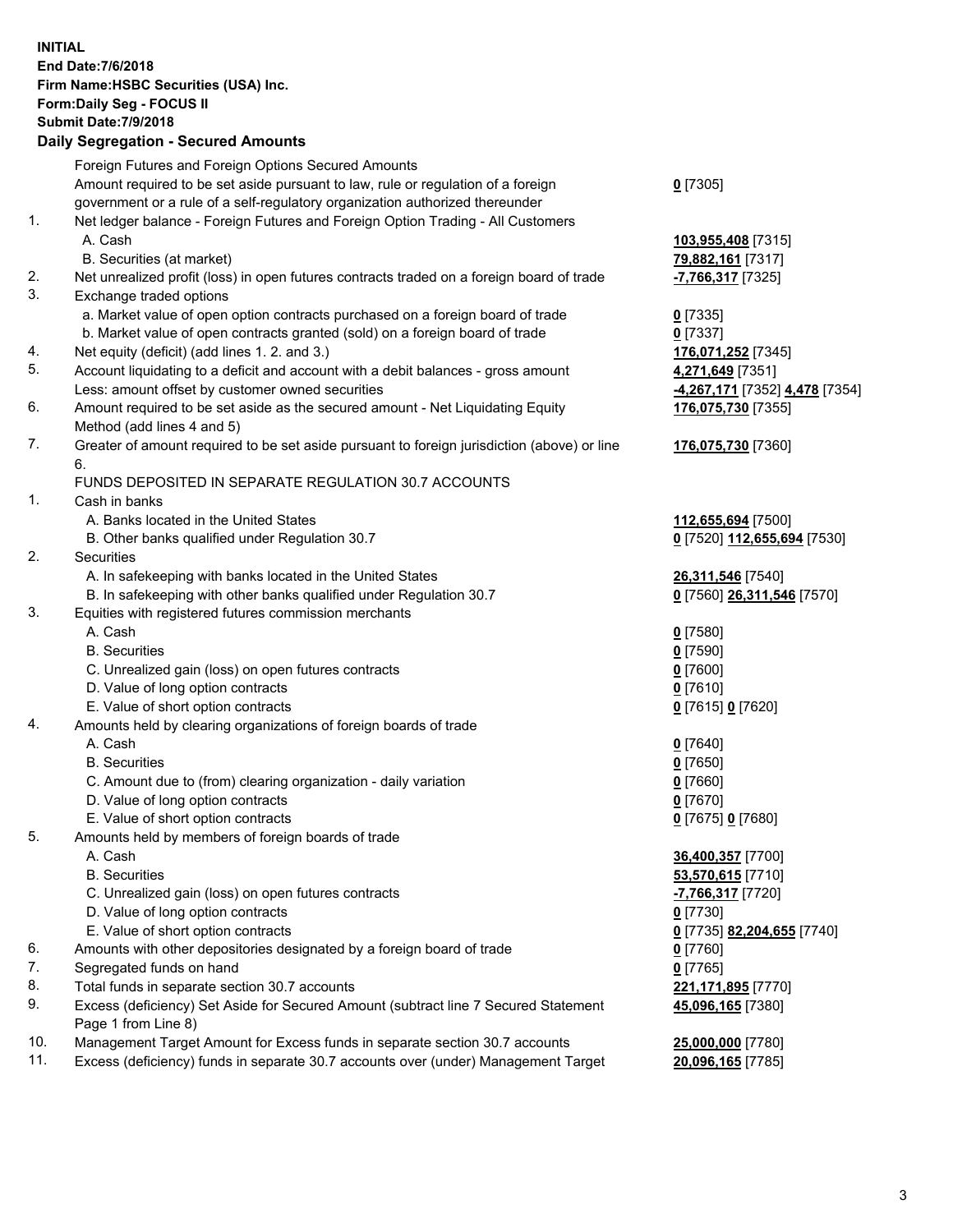**INITIAL**
**End Date:7/6/2018**
**Firm Name:HSBC Securities (USA) Inc.**
**Form:Daily Seg - FOCUS II**
**Submit Date:7/9/2018**
**Daily Segregation - Secured Amounts**

| | | |
|---|---|---|
| | Foreign Futures and Foreign Options Secured Amounts | |
| | Amount required to be set aside pursuant to law, rule or regulation of a foreign government or a rule of a self-regulatory organization authorized thereunder | **0** [7305] |
| 1. | Net ledger balance - Foreign Futures and Foreign Option Trading - All Customers | |
| | A. Cash | **103,955,408** [7315] |
| | B. Securities (at market) | **79,882,161** [7317] |
| 2. | Net unrealized profit (loss) in open futures contracts traded on a foreign board of trade | **-7,766,317** [7325] |
| 3. | Exchange traded options | |
| | a. Market value of open option contracts purchased on a foreign board of trade | **0** [7335] |
| | b. Market value of open contracts granted (sold) on a foreign board of trade | **0** [7337] |
| 4. | Net equity (deficit) (add lines 1. 2. and 3.) | **176,071,252** [7345] |
| 5. | Account liquidating to a deficit and account with a debit balances - gross amount | **4,271,649** [7351] |
| | Less: amount offset by customer owned securities | **-4,267,171** [7352] **4,478** [7354] |
| 6. | Amount required to be set aside as the secured amount - Net Liquidating Equity Method (add lines 4 and 5) | **176,075,730** [7355] |
| 7. | Greater of amount required to be set aside pursuant to foreign jurisdiction (above) or line 6. | **176,075,730** [7360] |
| | FUNDS DEPOSITED IN SEPARATE REGULATION 30.7 ACCOUNTS | |
| 1. | Cash in banks | |
| | A. Banks located in the United States | **112,655,694** [7500] |
| | B. Other banks qualified under Regulation 30.7 | **0** [7520] **112,655,694** [7530] |
| 2. | Securities | |
| | A. In safekeeping with banks located in the United States | **26,311,546** [7540] |
| | B. In safekeeping with other banks qualified under Regulation 30.7 | **0** [7560] **26,311,546** [7570] |
| 3. | Equities with registered futures commission merchants | |
| | A. Cash | **0** [7580] |
| | B. Securities | **0** [7590] |
| | C. Unrealized gain (loss) on open futures contracts | **0** [7600] |
| | D. Value of long option contracts | **0** [7610] |
| | E. Value of short option contracts | **0** [7615] **0** [7620] |
| 4. | Amounts held by clearing organizations of foreign boards of trade | |
| | A. Cash | **0** [7640] |
| | B. Securities | **0** [7650] |
| | C. Amount due to (from) clearing organization - daily variation | **0** [7660] |
| | D. Value of long option contracts | **0** [7670] |
| | E. Value of short option contracts | **0** [7675] **0** [7680] |
| 5. | Amounts held by members of foreign boards of trade | |
| | A. Cash | **36,400,357** [7700] |
| | B. Securities | **53,570,615** [7710] |
| | C. Unrealized gain (loss) on open futures contracts | **-7,766,317** [7720] |
| | D. Value of long option contracts | **0** [7730] |
| | E. Value of short option contracts | **0** [7735] **82,204,655** [7740] |
| 6. | Amounts with other depositories designated by a foreign board of trade | **0** [7760] |
| 7. | Segregated funds on hand | **0** [7765] |
| 8. | Total funds in separate section 30.7 accounts | **221,171,895** [7770] |
| 9. | Excess (deficiency) Set Aside for Secured Amount (subtract line 7 Secured Statement Page 1 from Line 8) | **45,096,165** [7380] |
| 10. | Management Target Amount for Excess funds in separate section 30.7 accounts | **25,000,000** [7780] |
| 11. | Excess (deficiency) funds in separate 30.7 accounts over (under) Management Target | **20,096,165** [7785] |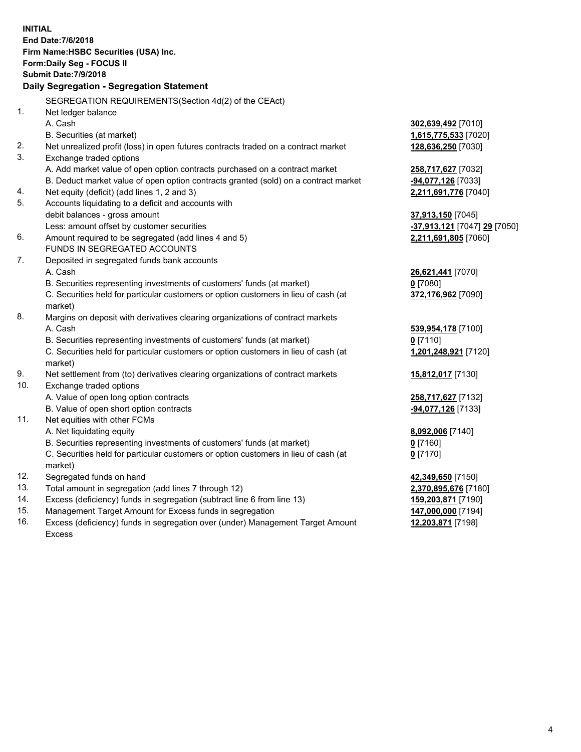**INITIAL**
**End Date:7/6/2018**
**Firm Name:HSBC Securities (USA) Inc.**
**Form:Daily Seg - FOCUS II**
**Submit Date:7/9/2018**

## Daily Segregation - Segregation Statement

| | | |
|---|---|---|
| | SEGREGATION REQUIREMENTS(Section 4d(2) of the CEAct) | |
| 1. | Net ledger balance | |
| | A. Cash | **302,639,492** [7010] |
| | B. Securities (at market) | **1,615,775,533** [7020] |
| 2. | Net unrealized profit (loss) in open futures contracts traded on a contract market | **128,636,250** [7030] |
| 3. | Exchange traded options | |
| | A. Add market value of open option contracts purchased on a contract market | **258,717,627** [7032] |
| | B. Deduct market value of open option contracts granted (sold) on a contract market | **-94,077,126** [7033] |
| 4. | Net equity (deficit) (add lines 1, 2 and 3) | **2,211,691,776** [7040] |
| 5. | Accounts liquidating to a deficit and accounts with debit balances - gross amount | **37,913,150** [7045] |
| | Less: amount offset by customer securities | **-37,913,121** [7047] **29** [7050] |
| 6. | Amount required to be segregated (add lines 4 and 5) | **2,211,691,805** [7060] |
| | FUNDS IN SEGREGATED ACCOUNTS | |
| 7. | Deposited in segregated funds bank accounts | |
| | A. Cash | **26,621,441** [7070] |
| | B. Securities representing investments of customers' funds (at market) | **0** [7080] |
| | C. Securities held for particular customers or option customers in lieu of cash (at market) | **372,176,962** [7090] |
| 8. | Margins on deposit with derivatives clearing organizations of contract markets | |
| | A. Cash | **539,954,178** [7100] |
| | B. Securities representing investments of customers' funds (at market) | **0** [7110] |
| | C. Securities held for particular customers or option customers in lieu of cash (at market) | **1,201,248,921** [7120] |
| 9. | Net settlement from (to) derivatives clearing organizations of contract markets | **15,812,017** [7130] |
| 10. | Exchange traded options | |
| | A. Value of open long option contracts | **258,717,627** [7132] |
| | B. Value of open short option contracts | **-94,077,126** [7133] |
| 11. | Net equities with other FCMs | |
| | A. Net liquidating equity | **8,092,006** [7140] |
| | B. Securities representing investments of customers' funds (at market) | **0** [7160] |
| | C. Securities held for particular customers or option customers in lieu of cash (at market) | **0** [7170] |
| 12. | Segregated funds on hand | **42,349,650** [7150] |
| 13. | Total amount in segregation (add lines 7 through 12) | **2,370,895,676** [7180] |
| 14. | Excess (deficiency) funds in segregation (subtract line 6 from line 13) | **159,203,871** [7190] |
| 15. | Management Target Amount for Excess funds in segregation | **147,000,000** [7194] |
| 16. | Excess (deficiency) funds in segregation over (under) Management Target Amount Excess | **12,203,871** [7198] |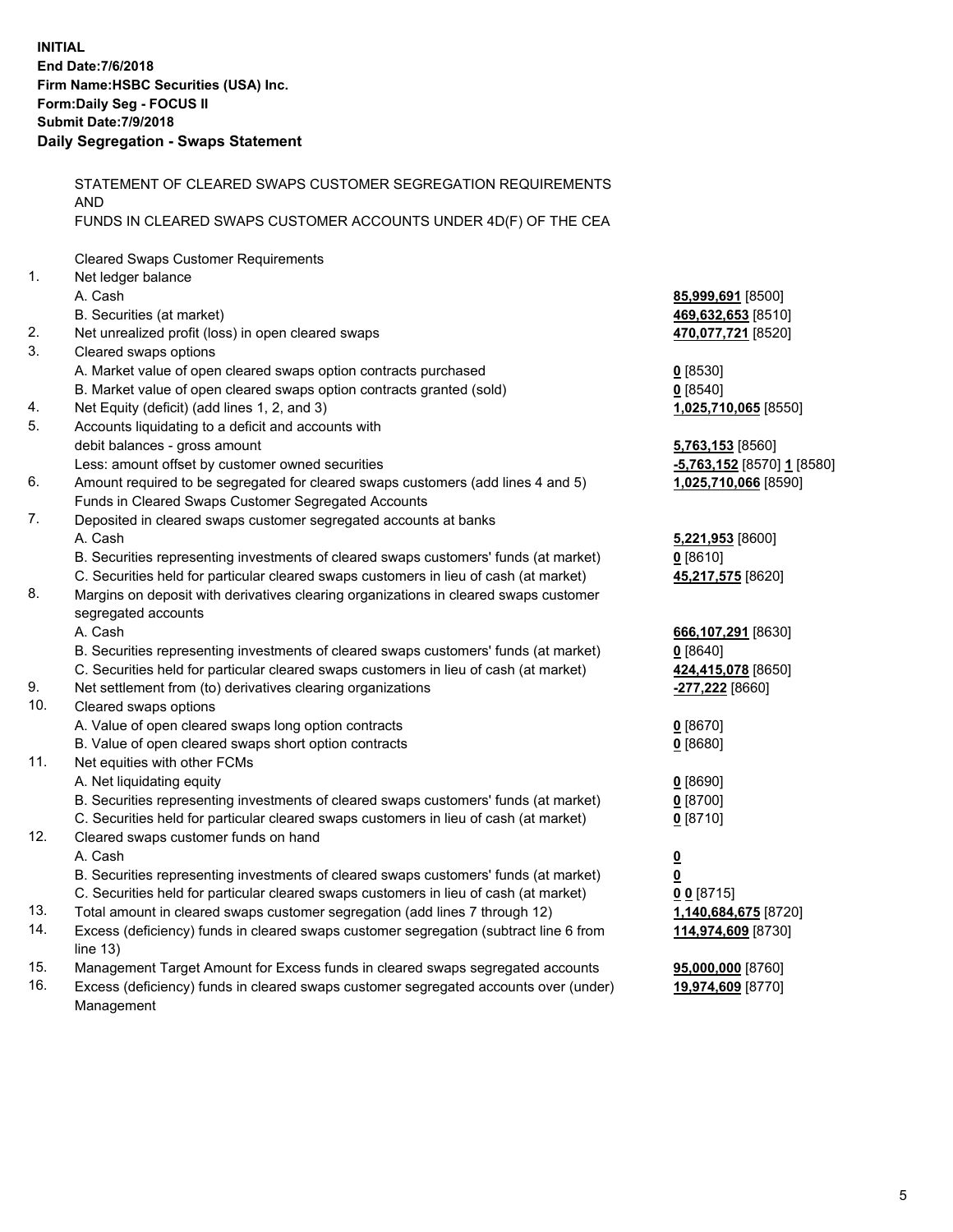**INITIAL**
**End Date:7/6/2018**
**Firm Name:HSBC Securities (USA) Inc.**
**Form:Daily Seg - FOCUS II**
**Submit Date:7/9/2018**
**Daily Segregation - Swaps Statement**

STATEMENT OF CLEARED SWAPS CUSTOMER SEGREGATION REQUIREMENTS AND FUNDS IN CLEARED SWAPS CUSTOMER ACCOUNTS UNDER 4D(F) OF THE CEA

| | | |
|---|---|---|
| | Cleared Swaps Customer Requirements | |
| 1. | Net ledger balance | |
| | A. Cash | **85,999,691** [8500] |
| | B. Securities (at market) | **469,632,653** [8510] |
| 2. | Net unrealized profit (loss) in open cleared swaps | **470,077,721** [8520] |
| 3. | Cleared swaps options | |
| | A. Market value of open cleared swaps option contracts purchased | **0** [8530] |
| | B. Market value of open cleared swaps option contracts granted (sold) | **0** [8540] |
| 4. | Net Equity (deficit) (add lines 1, 2, and 3) | **1,025,710,065** [8550] |
| 5. | Accounts liquidating to a deficit and accounts with debit balances - gross amount | **5,763,153** [8560] |
| | Less: amount offset by customer owned securities | **-5,763,152** [8570] **1** [8580] |
| 6. | Amount required to be segregated for cleared swaps customers (add lines 4 and 5) | **1,025,710,066** [8590] |
| | Funds in Cleared Swaps Customer Segregated Accounts | |
| 7. | Deposited in cleared swaps customer segregated accounts at banks | |
| | A. Cash | **5,221,953** [8600] |
| | B. Securities representing investments of cleared swaps customers' funds (at market) | **0** [8610] |
| | C. Securities held for particular cleared swaps customers in lieu of cash (at market) | **45,217,575** [8620] |
| 8. | Margins on deposit with derivatives clearing organizations in cleared swaps customer segregated accounts | |
| | A. Cash | **666,107,291** [8630] |
| | B. Securities representing investments of cleared swaps customers' funds (at market) | **0** [8640] |
| | C. Securities held for particular cleared swaps customers in lieu of cash (at market) | **424,415,078** [8650] |
| 9. | Net settlement from (to) derivatives clearing organizations | **-277,222** [8660] |
| 10. | Cleared swaps options | |
| | A. Value of open cleared swaps long option contracts | **0** [8670] |
| | B. Value of open cleared swaps short option contracts | **0** [8680] |
| 11. | Net equities with other FCMs | |
| | A. Net liquidating equity | **0** [8690] |
| | B. Securities representing investments of cleared swaps customers' funds (at market) | **0** [8700] |
| | C. Securities held for particular cleared swaps customers in lieu of cash (at market) | **0** [8710] |
| 12. | Cleared swaps customer funds on hand | |
| | A. Cash | **0** |
| | B. Securities representing investments of cleared swaps customers' funds (at market) | **0** |
| | C. Securities held for particular cleared swaps customers in lieu of cash (at market) | **0** **0** [8715] |
| 13. | Total amount in cleared swaps customer segregation (add lines 7 through 12) | **1,140,684,675** [8720] |
| 14. | Excess (deficiency) funds in cleared swaps customer segregation (subtract line 6 from line 13) | **114,974,609** [8730] |
| 15. | Management Target Amount for Excess funds in cleared swaps segregated accounts | **95,000,000** [8760] |
| 16. | Excess (deficiency) funds in cleared swaps customer segregated accounts over (under) Management | **19,974,609** [8770] |